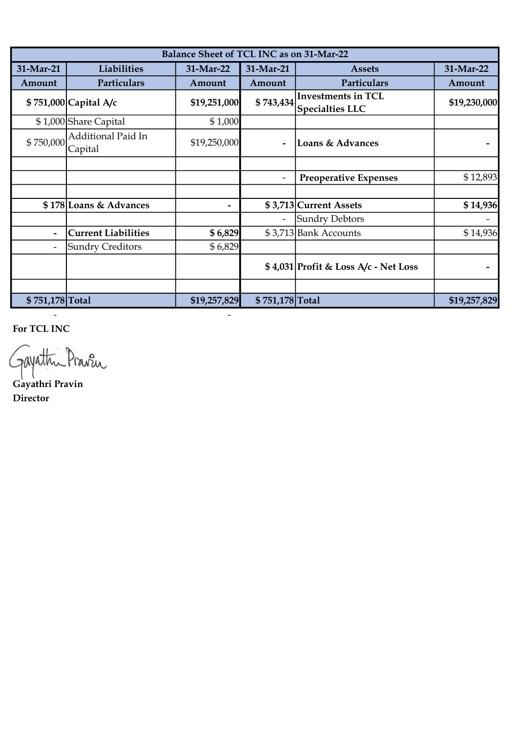| Balance Sheet of TCL INC as on 31-Mar-22 | | | | | |
|---|---|---|---|---|---|
| **31-Mar-21** | **Liabilities** | **31-Mar-22** | **31-Mar-21** | **Assets** | **31-Mar-22** |
| **Amount** | **Particulars** | **Amount** | **Amount** | **Particulars** | **Amount** |
| **$ 751,000** | **Capital A/c** | **$19,251,000** | **$ 743,434** | **Investments in TCL Specialties LLC** | **$19,230,000** |
| $ 1,000 | Share Capital | $ 1,000 | | | |
| $ 750,000 | Additional Paid In Capital | $19,250,000 | **-** | **Loans & Advances** | **-** |
| | | | | | |
| | | | - | **Preoperative Expenses** | $ 12,893 |
| | | | | | |
| **$ 178** | **Loans & Advances** | **-** | **$ 3,713** | **Current Assets** | **$ 14,936** |
| | | | - | Sundry Debtors | - |
| **-** | **Current Liabilities** | **$ 6,829** | $ 3,713 | Bank Accounts | $ 14,936 |
| - | Sundry Creditors | $ 6,829 | | | |
| | | | **$ 4,031** | **Profit & Loss A/c - Net Loss** | **-** |
| | | | | | |
| **$ 751,178** | **Total** | **$19,257,829** | **$ 751,178** | **Total** | **$19,257,829** |
| - | | - | | | |

**For TCL INC**

Gayathri Pravin

**Gayathri Pravin**
**Director**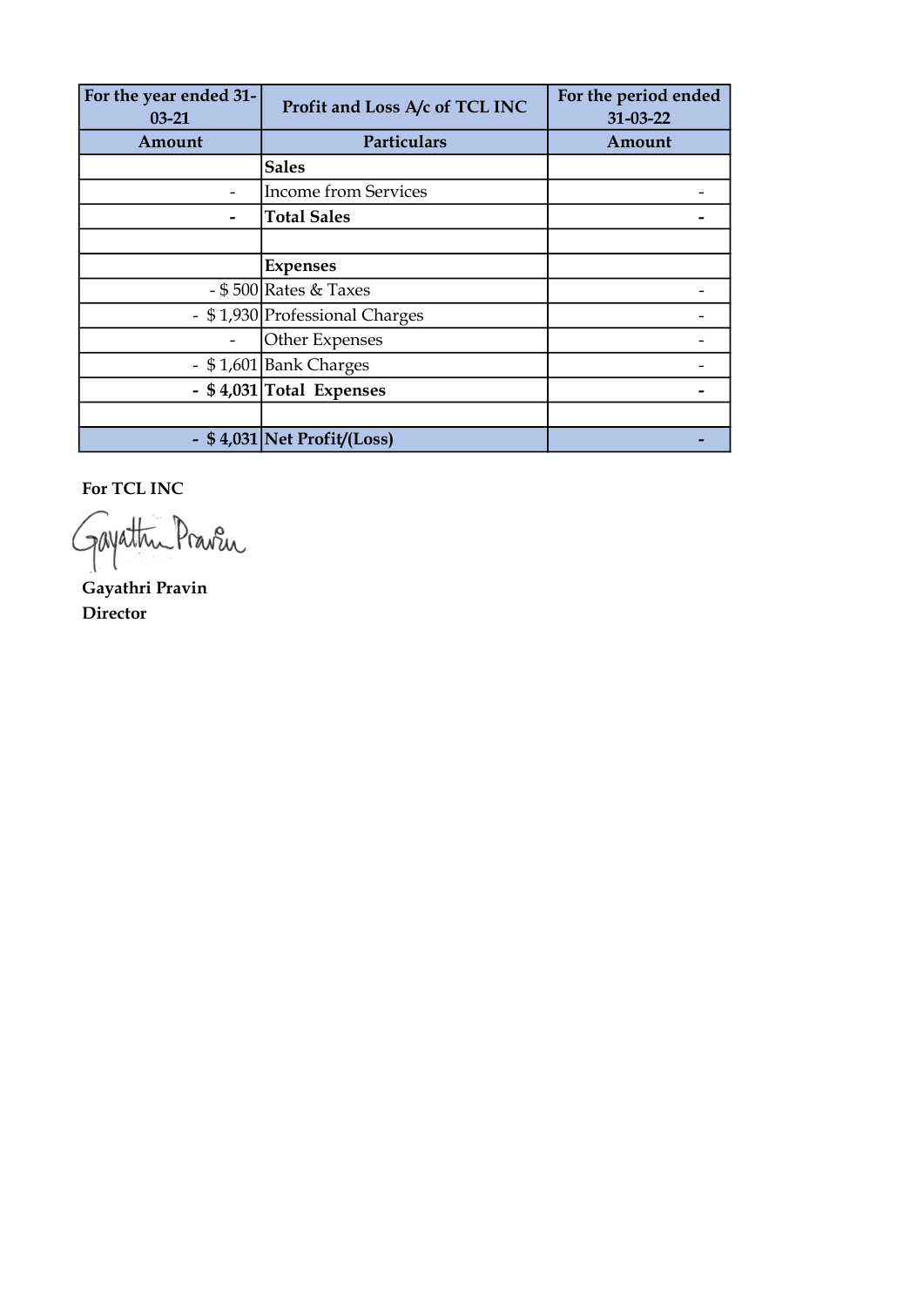| For the year ended 31-03-21 | Profit and Loss A/c of TCL INC | For the period ended 31-03-22 |
|---|---|---|
| **Amount** | **Particulars** | **Amount** |
| | **Sales** | |
| - | Income from Services | - |
| **-** | **Total Sales** | **-** |
| | | |
| | **Expenses** | |
| - $ 500 | Rates & Taxes | - |
| - $ 1,930 | Professional Charges | - |
| - | Other Expenses | - |
| - $ 1,601 | Bank Charges | - |
| **- $ 4,031** | **Total Expenses** | **-** |
| | | |
| **- $ 4,031** | **Net Profit/(Loss)** | **-** |

**For TCL INC**

Gayathri Pravin

**Gayathri Pravin**
**Director**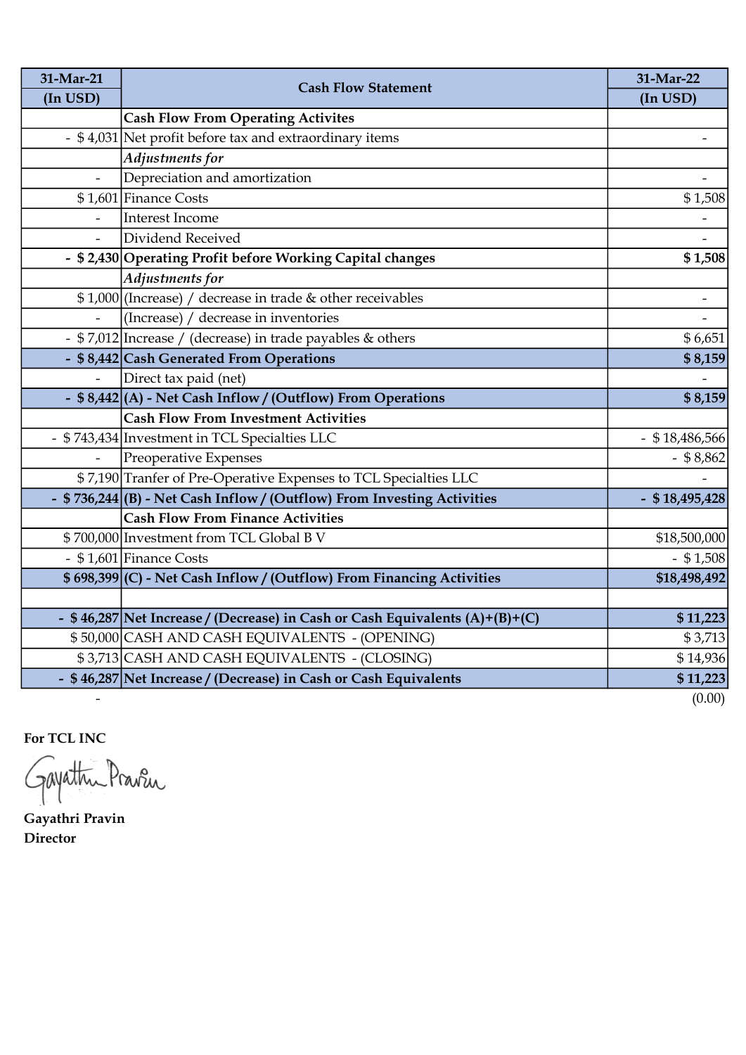| 31-Mar-21 (In USD) | Cash Flow Statement | 31-Mar-22 (In USD) |
|---|---|---|
| | **Cash Flow From Operating Activites** | |
| - $ 4,031 | Net profit before tax and extraordinary items | - |
| | ***Adjustments for*** | |
| - | Depreciation and amortization | - |
| $ 1,601 | Finance Costs | $ 1,508 |
| - | Interest Income | - |
| - | Dividend Received | - |
| **- $ 2,430** | **Operating Profit before Working Capital changes** | **$ 1,508** |
| | ***Adjustments for*** | |
| $ 1,000 | (Increase) / decrease in trade & other receivables | - |
| - | (Increase) / decrease in inventories | - |
| - $ 7,012 | Increase / (decrease) in trade payables & others | $ 6,651 |
| **- $ 8,442** | **Cash Generated From Operations** | **$ 8,159** |
| - | Direct tax paid (net) | - |
| **- $ 8,442** | **(A) - Net Cash Inflow / (Outflow) From Operations** | **$ 8,159** |
| | **Cash Flow From Investment Activities** | |
| - $ 743,434 | Investment in TCL Specialties LLC | - $ 18,486,566 |
| - | Preoperative Expenses | - $ 8,862 |
| $ 7,190 | Tranfer of Pre-Operative Expenses to TCL Specialties LLC | - |
| **- $ 736,244** | **(B) - Net Cash Inflow / (Outflow) From Investing Activities** | **- $ 18,495,428** |
| | **Cash Flow From Finance Activities** | |
| $ 700,000 | Investment from TCL Global B V | $18,500,000 |
| - $ 1,601 | Finance Costs | - $ 1,508 |
| **$ 698,399** | **(C) - Net Cash Inflow / (Outflow) From Financing Activities** | **$18,498,492** |
| | | |
| **- $ 46,287** | **Net Increase / (Decrease) in Cash or Cash Equivalents (A)+(B)+(C)** | **$ 11,223** |
| $ 50,000 | CASH AND CASH EQUIVALENTS - (OPENING) | $ 3,713 |
| $ 3,713 | CASH AND CASH EQUIVALENTS - (CLOSING) | $ 14,936 |
| **- $ 46,287** | **Net Increase / (Decrease) in Cash or Cash Equivalents** | **$ 11,223** |
| - | | (0.00) |

**For TCL INC**

**Gayathri Pravin**
**Director**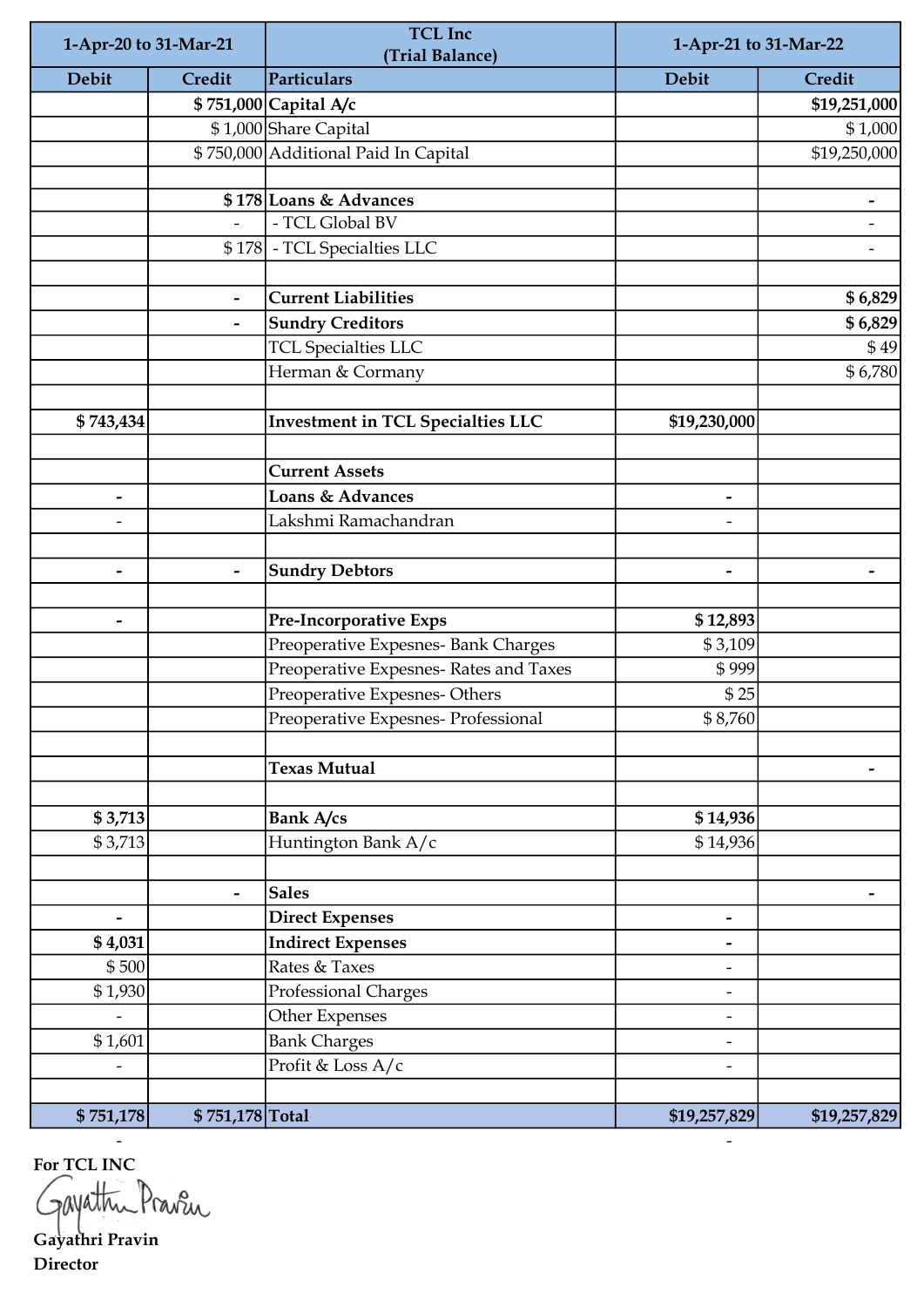| 1-Apr-20 to 31-Mar-21 | | TCL Inc (Trial Balance) | 1-Apr-21 to 31-Mar-22 | |
|---|---|---|---|---|
| **Debit** | **Credit** | **Particulars** | **Debit** | **Credit** |
| | **$ 751,000** | **Capital A/c** | | **$19,251,000** |
| | $ 1,000 | Share Capital | | $ 1,000 |
| | $ 750,000 | Additional Paid In Capital | | $19,250,000 |
| | | | | |
| | **$ 178** | **Loans & Advances** | | **-** |
| | - | - TCL Global BV | | - |
| | $ 178 | - TCL Specialties LLC | | - |
| | | | | |
| | **-** | **Current Liabilities** | | **$ 6,829** |
| | **-** | **Sundry Creditors** | | **$ 6,829** |
| | | TCL Specialties LLC | | $ 49 |
| | | Herman & Cormany | | $ 6,780 |
| | | | | |
| **$ 743,434** | | **Investment in TCL Specialties LLC** | **$19,230,000** | |
| | | | | |
| | | **Current Assets** | | |
| **-** | | **Loans & Advances** | **-** | |
| - | | Lakshmi Ramachandran | - | |
| | | | | |
| **-** | **-** | **Sundry Debtors** | **-** | **-** |
| | | | | |
| **-** | | **Pre-Incorporative Exps** | **$ 12,893** | |
| | | Preoperative Expesnes- Bank Charges | $ 3,109 | |
| | | Preoperative Expesnes- Rates and Taxes | $ 999 | |
| | | Preoperative Expesnes- Others | $ 25 | |
| | | Preoperative Expesnes- Professional | $ 8,760 | |
| | | | | |
| | | **Texas Mutual** | | **-** |
| | | | | |
| **$ 3,713** | | **Bank A/cs** | **$ 14,936** | |
| $ 3,713 | | Huntington Bank A/c | $ 14,936 | |
| | | | | |
| | **-** | **Sales** | | **-** |
| **-** | | **Direct Expenses** | **-** | |
| **$ 4,031** | | **Indirect Expenses** | **-** | |
| $ 500 | | Rates & Taxes | - | |
| $ 1,930 | | Professional Charges | - | |
| - | | Other Expenses | - | |
| $ 1,601 | | Bank Charges | - | |
| - | | Profit & Loss A/c | - | |
| | | | | |
| **$ 751,178** | **$ 751,178** | **Total** | **$19,257,829** | **$19,257,829** |

-

-

**For TCL INC**

**Gayathri Pravin**
**Director**